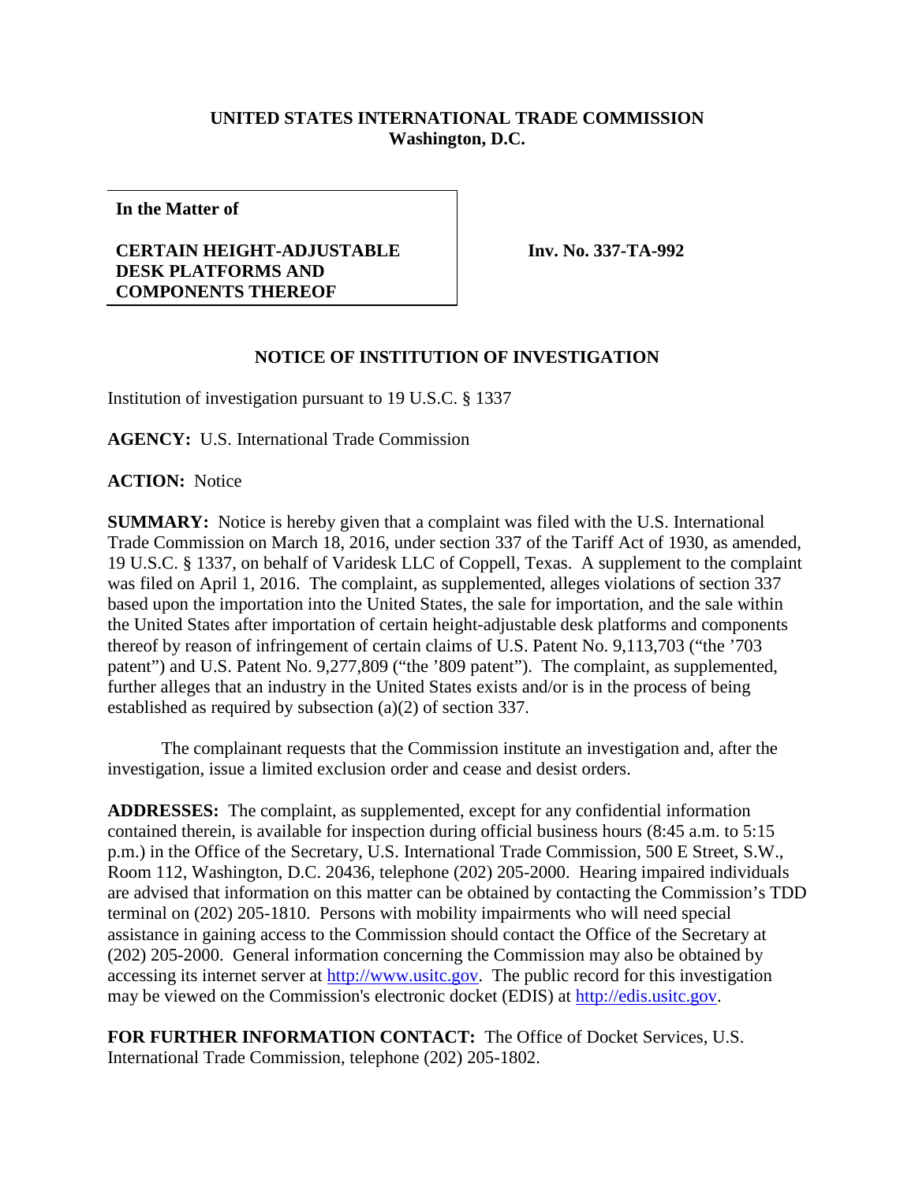**UNITED STATES INTERNATIONAL TRADE COMMISSION**
**Washington, D.C.**

| **In the Matter of**<br><br>**CERTAIN HEIGHT-ADJUSTABLE DESK PLATFORMS AND COMPONENTS THEREOF** | **Inv. No. 337-TA-992** |
|---|---|

**NOTICE OF INSTITUTION OF INVESTIGATION**

Institution of investigation pursuant to 19 U.S.C. § 1337

**AGENCY:** U.S. International Trade Commission

**ACTION:** Notice

**SUMMARY:** Notice is hereby given that a complaint was filed with the U.S. International Trade Commission on March 18, 2016, under section 337 of the Tariff Act of 1930, as amended, 19 U.S.C. § 1337, on behalf of Varidesk LLC of Coppell, Texas. A supplement to the complaint was filed on April 1, 2016. The complaint, as supplemented, alleges violations of section 337 based upon the importation into the United States, the sale for importation, and the sale within the United States after importation of certain height-adjustable desk platforms and components thereof by reason of infringement of certain claims of U.S. Patent No. 9,113,703 ("the '703 patent") and U.S. Patent No. 9,277,809 ("the '809 patent"). The complaint, as supplemented, further alleges that an industry in the United States exists and/or is in the process of being established as required by subsection (a)(2) of section 337.

The complainant requests that the Commission institute an investigation and, after the investigation, issue a limited exclusion order and cease and desist orders.

**ADDRESSES:** The complaint, as supplemented, except for any confidential information contained therein, is available for inspection during official business hours (8:45 a.m. to 5:15 p.m.) in the Office of the Secretary, U.S. International Trade Commission, 500 E Street, S.W., Room 112, Washington, D.C. 20436, telephone (202) 205-2000. Hearing impaired individuals are advised that information on this matter can be obtained by contacting the Commission's TDD terminal on (202) 205-1810. Persons with mobility impairments who will need special assistance in gaining access to the Commission should contact the Office of the Secretary at (202) 205-2000. General information concerning the Commission may also be obtained by accessing its internet server at http://www.usitc.gov. The public record for this investigation may be viewed on the Commission's electronic docket (EDIS) at http://edis.usitc.gov.

**FOR FURTHER INFORMATION CONTACT:** The Office of Docket Services, U.S. International Trade Commission, telephone (202) 205-1802.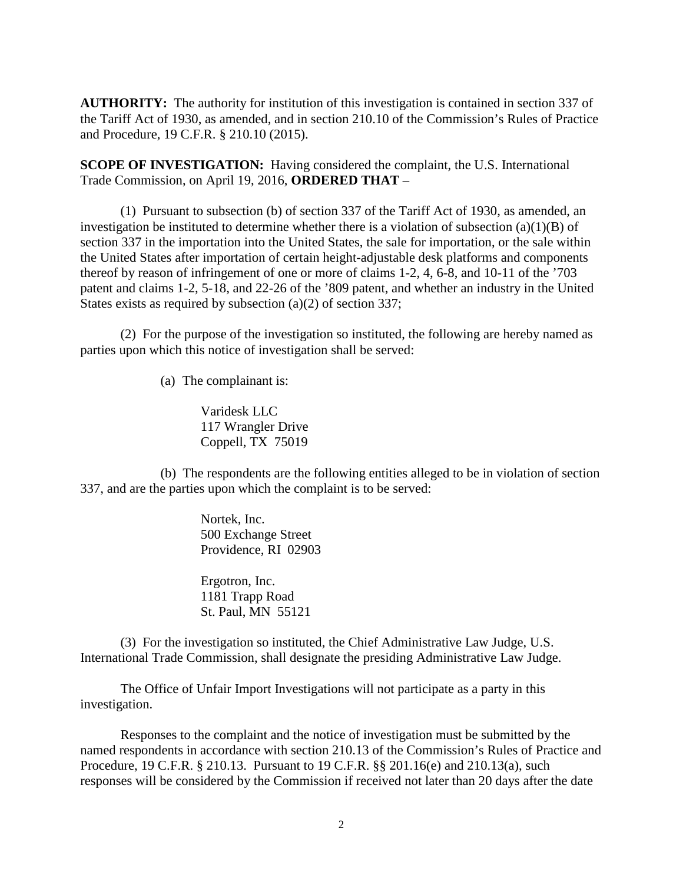**AUTHORITY:** The authority for institution of this investigation is contained in section 337 of the Tariff Act of 1930, as amended, and in section 210.10 of the Commission's Rules of Practice and Procedure, 19 C.F.R. § 210.10 (2015).

**SCOPE OF INVESTIGATION:** Having considered the complaint, the U.S. International Trade Commission, on April 19, 2016, **ORDERED THAT** –

(1) Pursuant to subsection (b) of section 337 of the Tariff Act of 1930, as amended, an investigation be instituted to determine whether there is a violation of subsection (a)(1)(B) of section 337 in the importation into the United States, the sale for importation, or the sale within the United States after importation of certain height-adjustable desk platforms and components thereof by reason of infringement of one or more of claims 1-2, 4, 6-8, and 10-11 of the '703 patent and claims 1-2, 5-18, and 22-26 of the '809 patent, and whether an industry in the United States exists as required by subsection (a)(2) of section 337;

(2) For the purpose of the investigation so instituted, the following are hereby named as parties upon which this notice of investigation shall be served:

(a) The complainant is:

Varidesk LLC
117 Wrangler Drive
Coppell, TX 75019

(b) The respondents are the following entities alleged to be in violation of section 337, and are the parties upon which the complaint is to be served:

Nortek, Inc.
500 Exchange Street
Providence, RI 02903

Ergotron, Inc.
1181 Trapp Road
St. Paul, MN 55121

(3) For the investigation so instituted, the Chief Administrative Law Judge, U.S. International Trade Commission, shall designate the presiding Administrative Law Judge.

The Office of Unfair Import Investigations will not participate as a party in this investigation.

Responses to the complaint and the notice of investigation must be submitted by the named respondents in accordance with section 210.13 of the Commission's Rules of Practice and Procedure, 19 C.F.R. § 210.13. Pursuant to 19 C.F.R. §§ 201.16(e) and 210.13(a), such responses will be considered by the Commission if received not later than 20 days after the date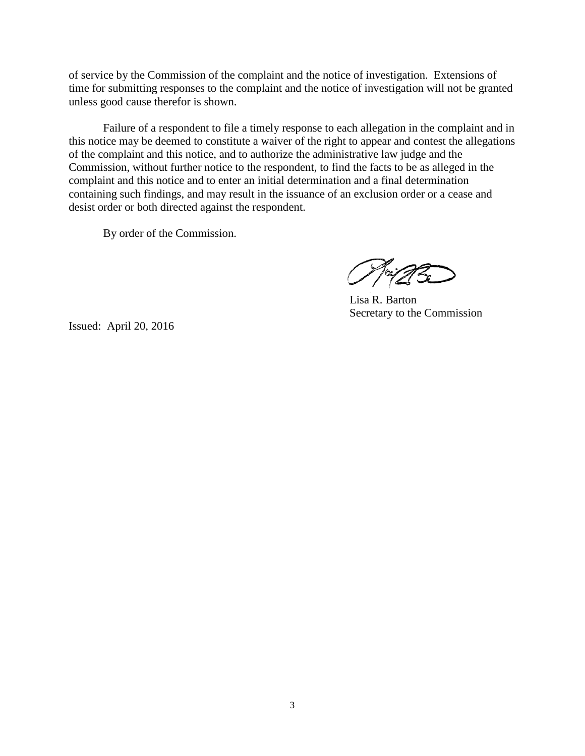of service by the Commission of the complaint and the notice of investigation. Extensions of time for submitting responses to the complaint and the notice of investigation will not be granted unless good cause therefor is shown.

Failure of a respondent to file a timely response to each allegation in the complaint and in this notice may be deemed to constitute a waiver of the right to appear and contest the allegations of the complaint and this notice, and to authorize the administrative law judge and the Commission, without further notice to the respondent, to find the facts to be as alleged in the complaint and this notice and to enter an initial determination and a final determination containing such findings, and may result in the issuance of an exclusion order or a cease and desist order or both directed against the respondent.

By order of the Commission.

Lisa R. Barton
Secretary to the Commission

Issued: April 20, 2016